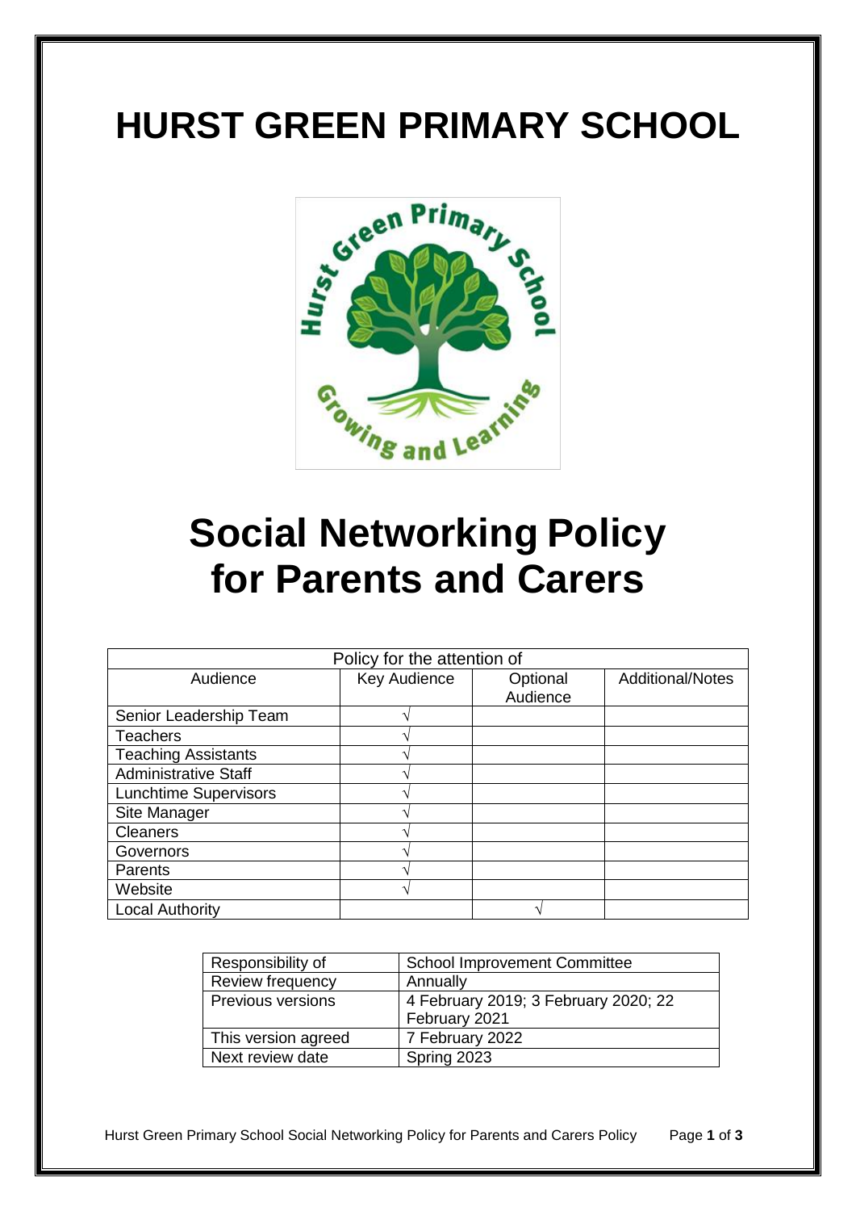# HURST GREEN PRIMARY SCHOOL

# Social Networking Policy for Parents and Carers

| Policy for the attention of | | | |
|---|---|---|---|
| Audience | Key Audience | Optional Audience | Additional/Notes |
| Senior Leadership Team | √ | | |
| Teachers | √ | | |
| Teaching Assistants | √ | | |
| Administrative Staff | √ | | |
| Lunchtime Supervisors | √ | | |
| Site Manager | √ | | |
| Cleaners | √ | | |
| Governors | √ | | |
| Parents | √ | | |
| Website | √ | | |
| Local Authority | | √ | |

| | |
|---|---|
| Responsibility of | School Improvement Committee |
| Review frequency | Annually |
| Previous versions | 4 February 2019; 3 February 2020; 22 February 2021 |
| This version agreed | 7 February 2022 |
| Next review date | Spring 2023 |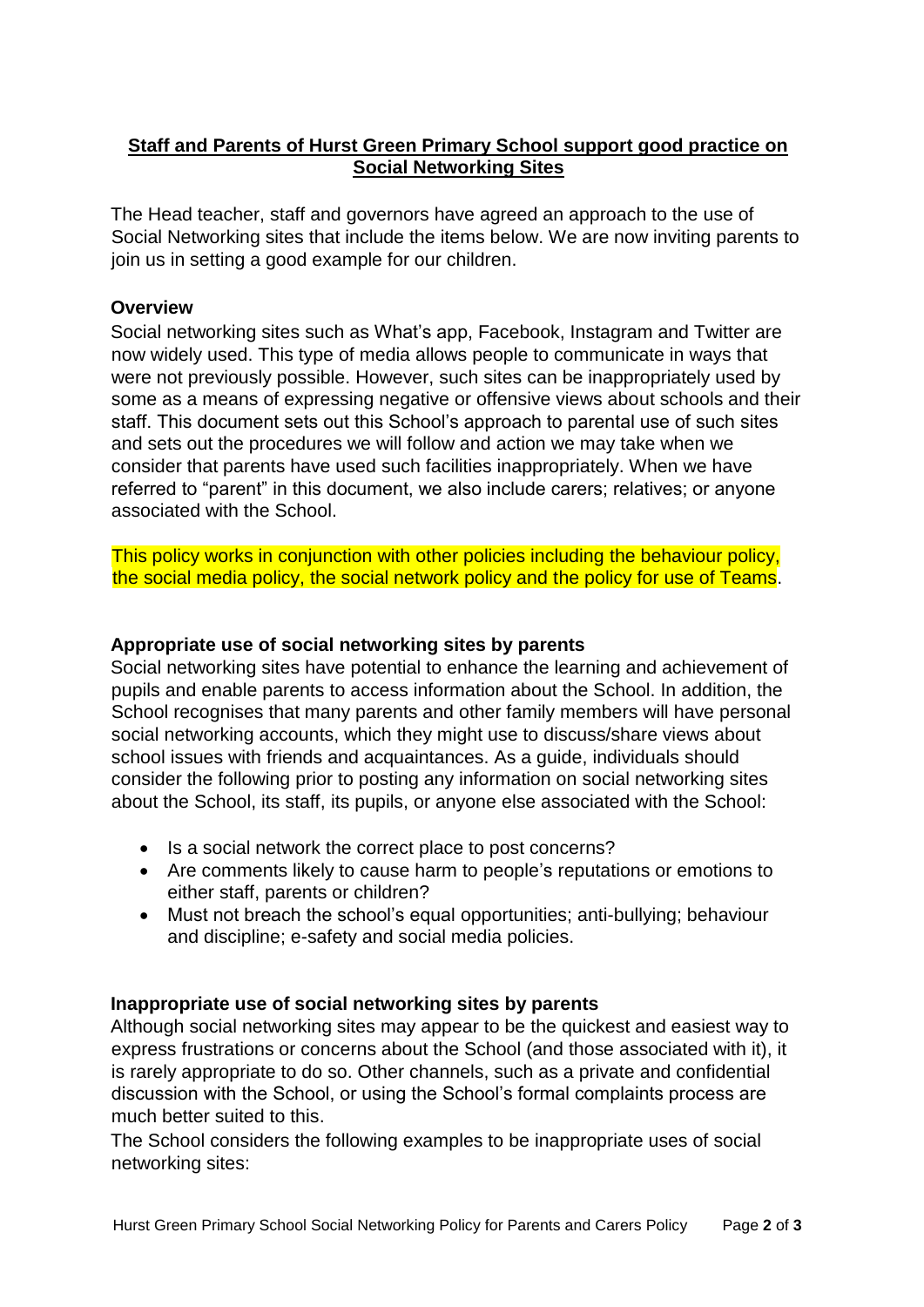**Staff and Parents of Hurst Green Primary School support good practice on Social Networking Sites**

The Head teacher, staff and governors have agreed an approach to the use of Social Networking sites that include the items below. We are now inviting parents to join us in setting a good example for our children.

**Overview**

Social networking sites such as What's app, Facebook, Instagram and Twitter are now widely used. This type of media allows people to communicate in ways that were not previously possible. However, such sites can be inappropriately used by some as a means of expressing negative or offensive views about schools and their staff. This document sets out this School's approach to parental use of such sites and sets out the procedures we will follow and action we may take when we consider that parents have used such facilities inappropriately. When we have referred to "parent" in this document, we also include carers; relatives; or anyone associated with the School.

This policy works in conjunction with other policies including the behaviour policy, the social media policy, the social network policy and the policy for use of Teams.

**Appropriate use of social networking sites by parents**

Social networking sites have potential to enhance the learning and achievement of pupils and enable parents to access information about the School. In addition, the School recognises that many parents and other family members will have personal social networking accounts, which they might use to discuss/share views about school issues with friends and acquaintances. As a guide, individuals should consider the following prior to posting any information on social networking sites about the School, its staff, its pupils, or anyone else associated with the School:

- Is a social network the correct place to post concerns?
- Are comments likely to cause harm to people's reputations or emotions to either staff, parents or children?
- Must not breach the school's equal opportunities; anti-bullying; behaviour and discipline; e-safety and social media policies.

**Inappropriate use of social networking sites by parents**

Although social networking sites may appear to be the quickest and easiest way to express frustrations or concerns about the School (and those associated with it), it is rarely appropriate to do so. Other channels, such as a private and confidential discussion with the School, or using the School's formal complaints process are much better suited to this.

The School considers the following examples to be inappropriate uses of social networking sites: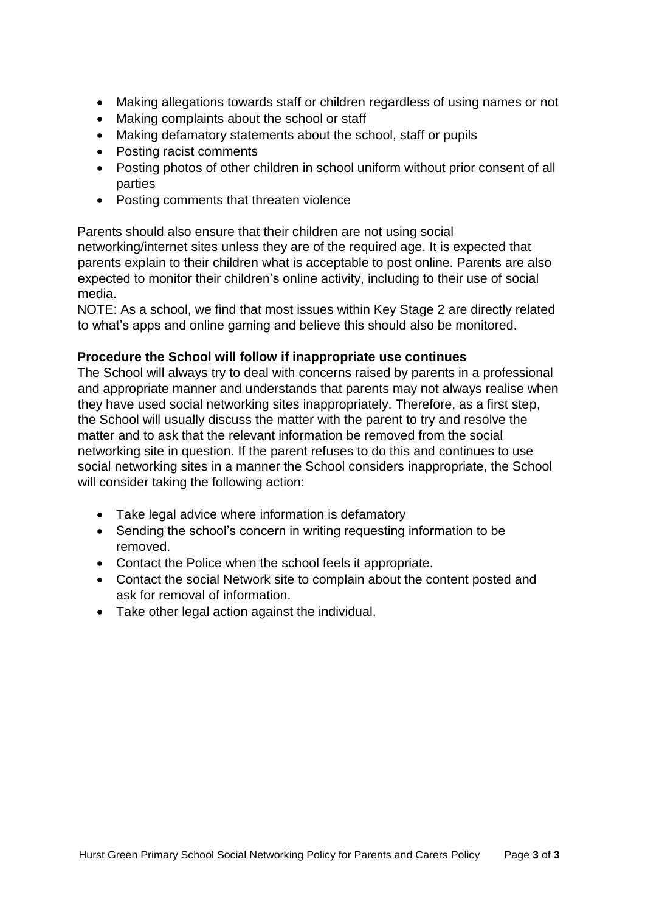- Making allegations towards staff or children regardless of using names or not
- Making complaints about the school or staff
- Making defamatory statements about the school, staff or pupils
- Posting racist comments
- Posting photos of other children in school uniform without prior consent of all parties
- Posting comments that threaten violence

Parents should also ensure that their children are not using social networking/internet sites unless they are of the required age. It is expected that parents explain to their children what is acceptable to post online. Parents are also expected to monitor their children's online activity, including to their use of social media.
NOTE: As a school, we find that most issues within Key Stage 2 are directly related to what's apps and online gaming and believe this should also be monitored.

**Procedure the School will follow if inappropriate use continues**
The School will always try to deal with concerns raised by parents in a professional and appropriate manner and understands that parents may not always realise when they have used social networking sites inappropriately. Therefore, as a first step, the School will usually discuss the matter with the parent to try and resolve the matter and to ask that the relevant information be removed from the social networking site in question. If the parent refuses to do this and continues to use social networking sites in a manner the School considers inappropriate, the School will consider taking the following action:

- Take legal advice where information is defamatory
- Sending the school's concern in writing requesting information to be removed.
- Contact the Police when the school feels it appropriate.
- Contact the social Network site to complain about the content posted and ask for removal of information.
- Take other legal action against the individual.